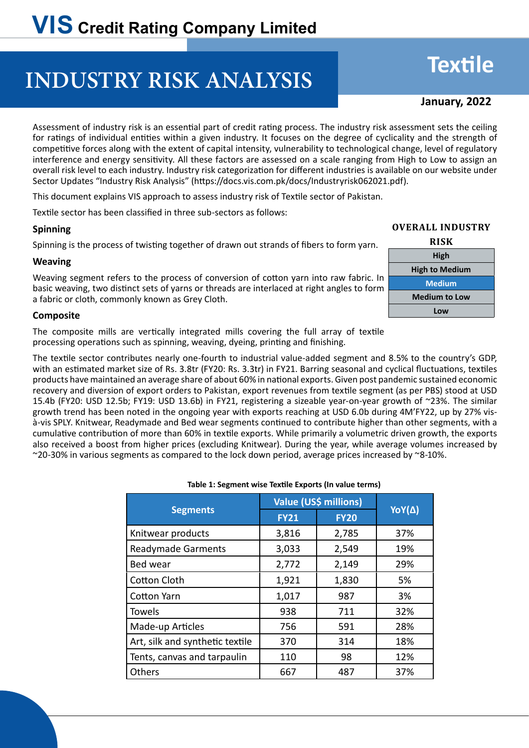# VIS Credit Rating Company Limited

# INDUSTRY RISK ANALYSIS

## Textile

**January, 2022**

Assessment of industry risk is an essential part of credit rating process. The industry risk assessment sets the ceiling for ratings of individual entities within a given industry. It focuses on the degree of cyclicality and the strength of competitive forces along with the extent of capital intensity, vulnerability to technological change, level of regulatory interference and energy sensitivity. All these factors are assessed on a scale ranging from High to Low to assign an overall risk level to each industry. Industry risk categorization for different industries is available on our website under Sector Updates "Industry Risk Analysis" (https://docs.vis.com.pk/docs/Industryrisk062021.pdf).

This document explains VIS approach to assess industry risk of Textile sector of Pakistan.

Textile sector has been classified in three sub-sectors as follows:

**OVERALL INDUSTRY RISK**

| Risk Level |
|---|
| High |
| High to Medium |
| **Medium** |
| Medium to Low |
| Low |

### Spinning

Spinning is the process of twisting together of drawn out strands of fibers to form yarn.

### Weaving

Weaving segment refers to the process of conversion of cotton yarn into raw fabric. In basic weaving, two distinct sets of yarns or threads are interlaced at right angles to form a fabric or cloth, commonly known as Grey Cloth.

### Composite

The composite mills are vertically integrated mills covering the full array of textile processing operations such as spinning, weaving, dyeing, printing and finishing.

The textile sector contributes nearly one-fourth to industrial value-added segment and 8.5% to the country's GDP, with an estimated market size of Rs. 3.8tr (FY20: Rs. 3.3tr) in FY21. Barring seasonal and cyclical fluctuations, textiles products have maintained an average share of about 60% in national exports. Given post pandemic sustained economic recovery and diversion of export orders to Pakistan, export revenues from textile segment (as per PBS) stood at USD 15.4b (FY20: USD 12.5b; FY19: USD 13.6b) in FY21, registering a sizeable year-on-year growth of ~23%. The similar growth trend has been noted in the ongoing year with exports reaching at USD 6.0b during 4M'FY22, up by 27% vis-à-vis SPLY. Knitwear, Readymade and Bed wear segments continued to contribute higher than other segments, with a cumulative contribution of more than 60% in textile exports. While primarily a volumetric driven growth, the exports also received a boost from higher prices (excluding Knitwear). During the year, while average volumes increased by ~20-30% in various segments as compared to the lock down period, average prices increased by ~8-10%.

**Table 1: Segment wise Textile Exports (In value terms)**

| Segments | Value (US$ millions) | | YoY(Δ) |
|---|---|---|---|
| | FY21 | FY20 | |
| Knitwear products | 3,816 | 2,785 | 37% |
| Readymade Garments | 3,033 | 2,549 | 19% |
| Bed wear | 2,772 | 2,149 | 29% |
| Cotton Cloth | 1,921 | 1,830 | 5% |
| Cotton Yarn | 1,017 | 987 | 3% |
| Towels | 938 | 711 | 32% |
| Made-up Articles | 756 | 591 | 28% |
| Art, silk and synthetic textile | 370 | 314 | 18% |
| Tents, canvas and tarpaulin | 110 | 98 | 12% |
| Others | 667 | 487 | 37% |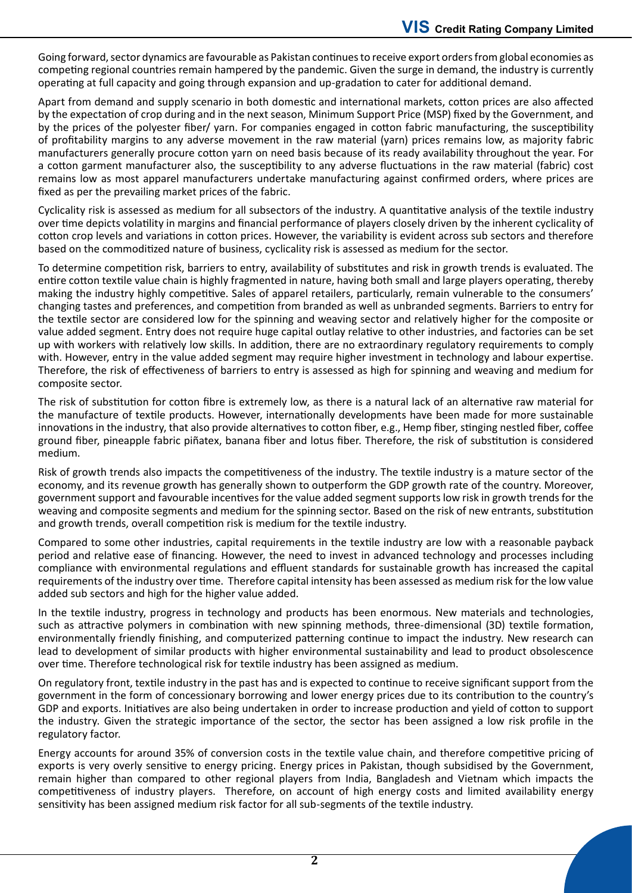Going forward, sector dynamics are favourable as Pakistan continues to receive export orders from global economies as competing regional countries remain hampered by the pandemic. Given the surge in demand, the industry is currently operating at full capacity and going through expansion and up-gradation to cater for additional demand.

Apart from demand and supply scenario in both domestic and international markets, cotton prices are also affected by the expectation of crop during and in the next season, Minimum Support Price (MSP) fixed by the Government, and by the prices of the polyester fiber/ yarn. For companies engaged in cotton fabric manufacturing, the susceptibility of profitability margins to any adverse movement in the raw material (yarn) prices remains low, as majority fabric manufacturers generally procure cotton yarn on need basis because of its ready availability throughout the year. For a cotton garment manufacturer also, the susceptibility to any adverse fluctuations in the raw material (fabric) cost remains low as most apparel manufacturers undertake manufacturing against confirmed orders, where prices are fixed as per the prevailing market prices of the fabric.

Cyclicality risk is assessed as medium for all subsectors of the industry. A quantitative analysis of the textile industry over time depicts volatility in margins and financial performance of players closely driven by the inherent cyclicality of cotton crop levels and variations in cotton prices. However, the variability is evident across sub sectors and therefore based on the commoditized nature of business, cyclicality risk is assessed as medium for the sector.

To determine competition risk, barriers to entry, availability of substitutes and risk in growth trends is evaluated. The entire cotton textile value chain is highly fragmented in nature, having both small and large players operating, thereby making the industry highly competitive. Sales of apparel retailers, particularly, remain vulnerable to the consumers' changing tastes and preferences, and competition from branded as well as unbranded segments. Barriers to entry for the textile sector are considered low for the spinning and weaving sector and relatively higher for the composite or value added segment. Entry does not require huge capital outlay relative to other industries, and factories can be set up with workers with relatively low skills. In addition, there are no extraordinary regulatory requirements to comply with. However, entry in the value added segment may require higher investment in technology and labour expertise. Therefore, the risk of effectiveness of barriers to entry is assessed as high for spinning and weaving and medium for composite sector.

The risk of substitution for cotton fibre is extremely low, as there is a natural lack of an alternative raw material for the manufacture of textile products. However, internationally developments have been made for more sustainable innovations in the industry, that also provide alternatives to cotton fiber, e.g., Hemp fiber, stinging nestled fiber, coffee ground fiber, pineapple fabric piñatex, banana fiber and lotus fiber. Therefore, the risk of substitution is considered medium.

Risk of growth trends also impacts the competitiveness of the industry. The textile industry is a mature sector of the economy, and its revenue growth has generally shown to outperform the GDP growth rate of the country. Moreover, government support and favourable incentives for the value added segment supports low risk in growth trends for the weaving and composite segments and medium for the spinning sector. Based on the risk of new entrants, substitution and growth trends, overall competition risk is medium for the textile industry.

Compared to some other industries, capital requirements in the textile industry are low with a reasonable payback period and relative ease of financing. However, the need to invest in advanced technology and processes including compliance with environmental regulations and effluent standards for sustainable growth has increased the capital requirements of the industry over time. Therefore capital intensity has been assessed as medium risk for the low value added sub sectors and high for the higher value added.

In the textile industry, progress in technology and products has been enormous. New materials and technologies, such as attractive polymers in combination with new spinning methods, three-dimensional (3D) textile formation, environmentally friendly finishing, and computerized patterning continue to impact the industry. New research can lead to development of similar products with higher environmental sustainability and lead to product obsolescence over time. Therefore technological risk for textile industry has been assigned as medium.

On regulatory front, textile industry in the past has and is expected to continue to receive significant support from the government in the form of concessionary borrowing and lower energy prices due to its contribution to the country's GDP and exports. Initiatives are also being undertaken in order to increase production and yield of cotton to support the industry. Given the strategic importance of the sector, the sector has been assigned a low risk profile in the regulatory factor.

Energy accounts for around 35% of conversion costs in the textile value chain, and therefore competitive pricing of exports is very overly sensitive to energy pricing. Energy prices in Pakistan, though subsidised by the Government, remain higher than compared to other regional players from India, Bangladesh and Vietnam which impacts the competitiveness of industry players. Therefore, on account of high energy costs and limited availability energy sensitivity has been assigned medium risk factor for all sub-segments of the textile industry.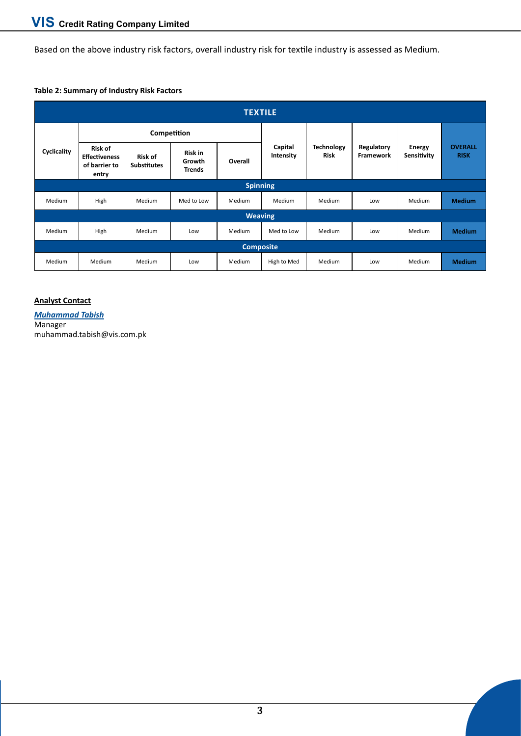Based on the above industry risk factors, overall industry risk for textile industry is assessed as Medium.

**Table 2: Summary of Industry Risk Factors**

| TEXTILE | | | | | | | | | |
|---|---|---|---|---|---|---|---|---|---|
| Cyclicality | Competition | | | | Capital Intensity | Technology Risk | Regulatory Framework | Energy Sensitivity | OVERALL RISK |
| | Risk of Effectiveness of barrier to entry | Risk of Substitutes | Risk in Growth Trends | Overall | | | | | |
| **Spinning** | | | | | | | | | |
| Medium | High | Medium | Med to Low | Medium | Medium | Medium | Low | Medium | **Medium** |
| **Weaving** | | | | | | | | | |
| Medium | High | Medium | Low | Medium | Med to Low | Medium | Low | Medium | **Medium** |
| **Composite** | | | | | | | | | |
| Medium | Medium | Medium | Low | Medium | High to Med | Medium | Low | Medium | **Medium** |

**Analyst Contact**

***Muhammad Tabish***
Manager
muhammad.tabish@vis.com.pk